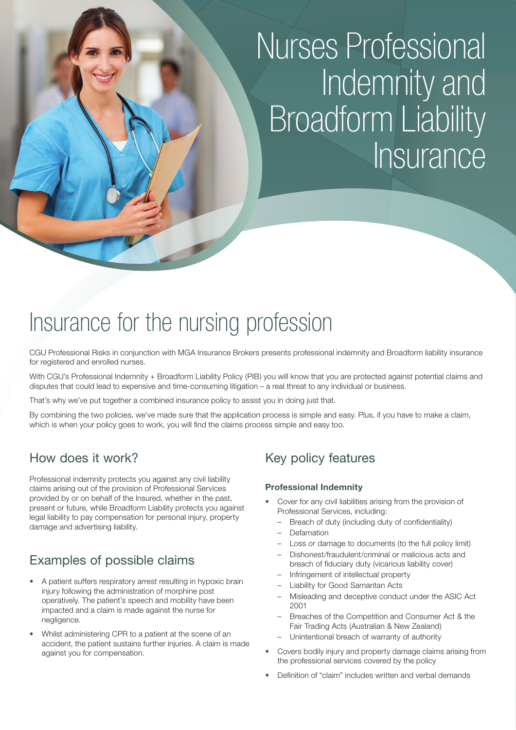# Nurses Professional Indemnity and Broadform Liability Insurance

## Insurance for the nursing profession

CGU Professional Risks in conjunction with MGA Insurance Brokers presents professional indemnity and Broadform liability insurance for registered and enrolled nurses.

With CGU's Professional Indemnity + Broadform Liability Policy (PIB) you will know that you are protected against potential claims and disputes that could lead to expensive and time-consuming litigation – a real threat to any individual or business.

That's why we've put together a combined insurance policy to assist you in doing just that.

By combining the two policies, we've made sure that the application process is simple and easy. Plus, if you have to make a claim, which is when your policy goes to work, you will find the claims process simple and easy too.

### How does it work?

Professional indemnity protects you against any civil liability claims arising out of the provision of Professional Services provided by or on behalf of the Insured, whether in the past, present or future, while Broadform Liability protects you against legal liability to pay compensation for personal injury, property damage and advertising liability.

### Examples of possible claims

- A patient suffers respiratory arrest resulting in hypoxic brain injury following the administration of morphine post operatively. The patient's speech and mobility have been impacted and a claim is made against the nurse for negligence.
- Whilst administering CPR to a patient at the scene of an accident, the patient sustains further injuries. A claim is made against you for compensation.

### Key policy features

**Professional Indemnity**

- Cover for any civil liabilities arising from the provision of Professional Services, including:
  - Breach of duty (including duty of confidentiality)
  - Defamation
  - Loss or damage to documents (to the full policy limit)
  - Dishonest/fraudulent/criminal or malicious acts and breach of fiduciary duty (vicarious liability cover)
  - Infringement of intellectual property
  - Liability for Good Samaritan Acts
  - Misleading and deceptive conduct under the ASIC Act 2001
  - Breaches of the Competition and Consumer Act & the Fair Trading Acts (Australian & New Zealand)
  - Unintentional breach of warranty of authority
- Covers bodily injury and property damage claims arising from the professional services covered by the policy
- Definition of "claim" includes written and verbal demands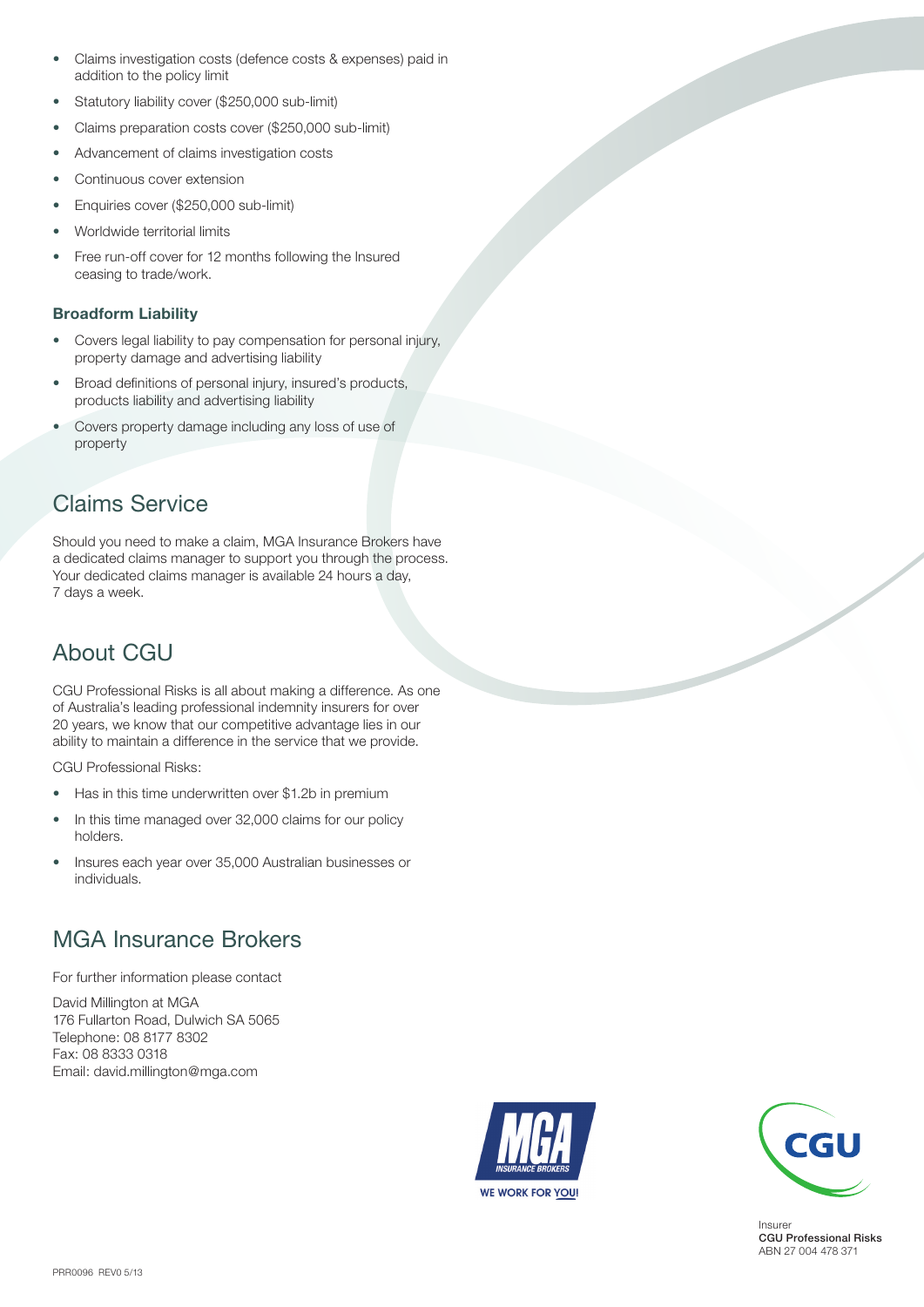- Claims investigation costs (defence costs & expenses) paid in addition to the policy limit
- Statutory liability cover ($250,000 sub-limit)
- Claims preparation costs cover ($250,000 sub-limit)
- Advancement of claims investigation costs
- Continuous cover extension
- Enquiries cover ($250,000 sub-limit)
- Worldwide territorial limits
- Free run-off cover for 12 months following the Insured ceasing to trade/work.

### Broadform Liability

- Covers legal liability to pay compensation for personal injury, property damage and advertising liability
- Broad definitions of personal injury, insured's products, products liability and advertising liability
- Covers property damage including any loss of use of property

## Claims Service

Should you need to make a claim, MGA Insurance Brokers have a dedicated claims manager to support you through the process. Your dedicated claims manager is available 24 hours a day, 7 days a week.

## About CGU

CGU Professional Risks is all about making a difference. As one of Australia's leading professional indemnity insurers for over 20 years, we know that our competitive advantage lies in our ability to maintain a difference in the service that we provide.

CGU Professional Risks:

- Has in this time underwritten over $1.2b in premium
- In this time managed over 32,000 claims for our policy holders.
- Insures each year over 35,000 Australian businesses or individuals.

## MGA Insurance Brokers

For further information please contact

David Millington at MGA
176 Fullarton Road, Dulwich SA 5065
Telephone: 08 8177 8302
Fax: 08 8333 0318
Email: david.millington@mga.com

MGA INSURANCE BROKERS
WE WORK FOR YOU!

CGU

Insurer
**CGU Professional Risks**
ABN 27 004 478 371

PRR0096 REV0 5/13